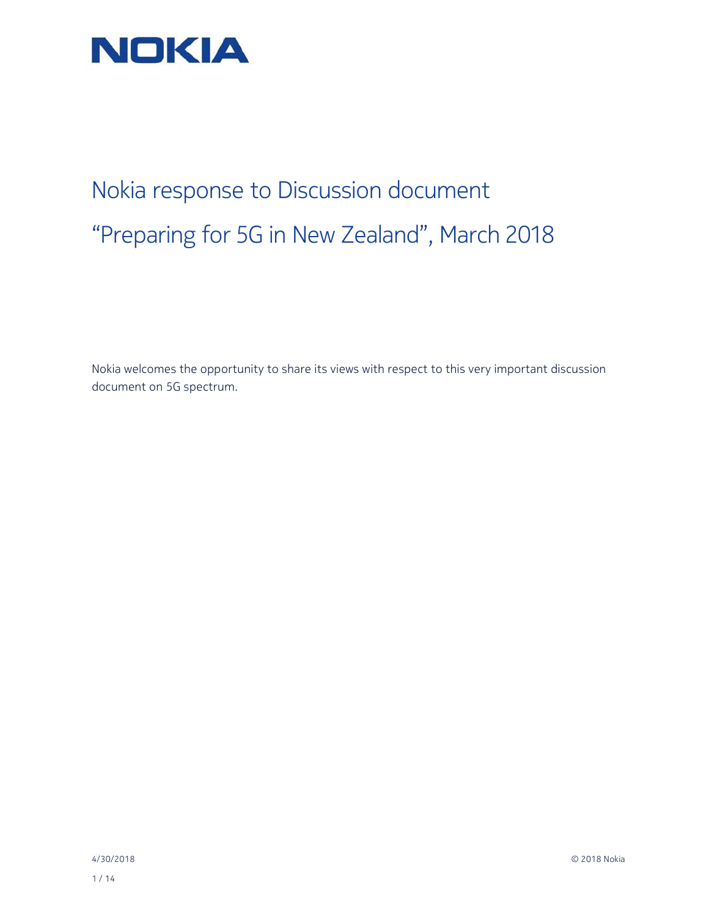NOKIA

# Nokia response to Discussion document "Preparing for 5G in New Zealand", March 2018

Nokia welcomes the opportunity to share its views with respect to this very important discussion document on 5G spectrum.

4/30/2018 © 2018 Nokia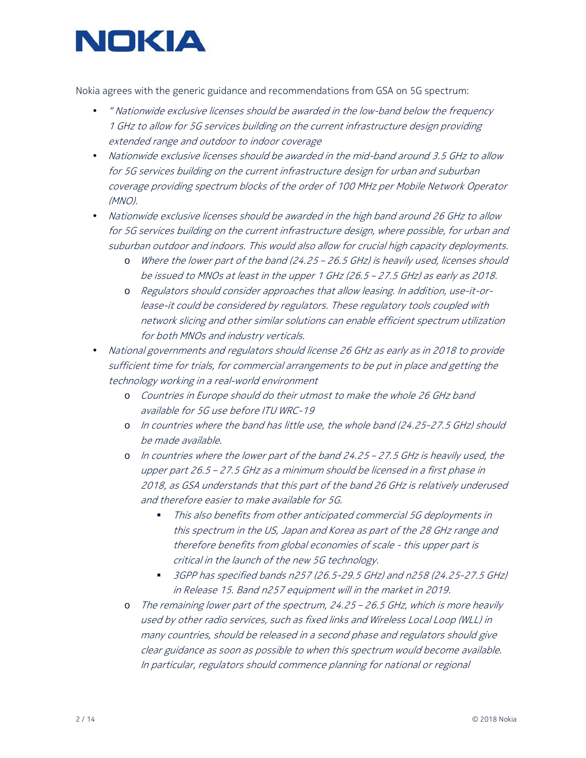Nokia agrees with the generic guidance and recommendations from GSA on 5G spectrum:

- *"Nationwide exclusive licenses should be awarded in the low-band below the frequency 1 GHz to allow for 5G services building on the current infrastructure design providing extended range and outdoor to indoor coverage*
- *Nationwide exclusive licenses should be awarded in the mid-band around 3.5 GHz to allow for 5G services building on the current infrastructure design for urban and suburban coverage providing spectrum blocks of the order of 100 MHz per Mobile Network Operator (MNO).*
- *Nationwide exclusive licenses should be awarded in the high band around 26 GHz to allow for 5G services building on the current infrastructure design, where possible, for urban and suburban outdoor and indoors. This would also allow for crucial high capacity deployments.*
    - *Where the lower part of the band (24.25 – 26.5 GHz) is heavily used, licenses should be issued to MNOs at least in the upper 1 GHz (26.5 – 27.5 GHz) as early as 2018.*
    - *Regulators should consider approaches that allow leasing. In addition, use-it-or-lease-it could be considered by regulators. These regulatory tools coupled with network slicing and other similar solutions can enable efficient spectrum utilization for both MNOs and industry verticals.*
- *National governments and regulators should license 26 GHz as early as in 2018 to provide sufficient time for trials, for commercial arrangements to be put in place and getting the technology working in a real-world environment*
    - *Countries in Europe should do their utmost to make the whole 26 GHz band available for 5G use before ITU WRC-19*
    - *In countries where the band has little use, the whole band (24.25-27.5 GHz) should be made available.*
    - *In countries where the lower part of the band 24.25 – 27.5 GHz is heavily used, the upper part 26.5 – 27.5 GHz as a minimum should be licensed in a first phase in 2018, as GSA understands that this part of the band 26 GHz is relatively underused and therefore easier to make available for 5G.*
        - *This also benefits from other anticipated commercial 5G deployments in this spectrum in the US, Japan and Korea as part of the 28 GHz range and therefore benefits from global economies of scale - this upper part is critical in the launch of the new 5G technology.*
        - *3GPP has specified bands n257 (26.5-29.5 GHz) and n258 (24.25-27.5 GHz) in Release 15. Band n257 equipment will in the market in 2019.*
    - *The remaining lower part of the spectrum, 24.25 – 26.5 GHz, which is more heavily used by other radio services, such as fixed links and Wireless Local Loop (WLL) in many countries, should be released in a second phase and regulators should give clear guidance as soon as possible to when this spectrum would become available. In particular, regulators should commence planning for national or regional*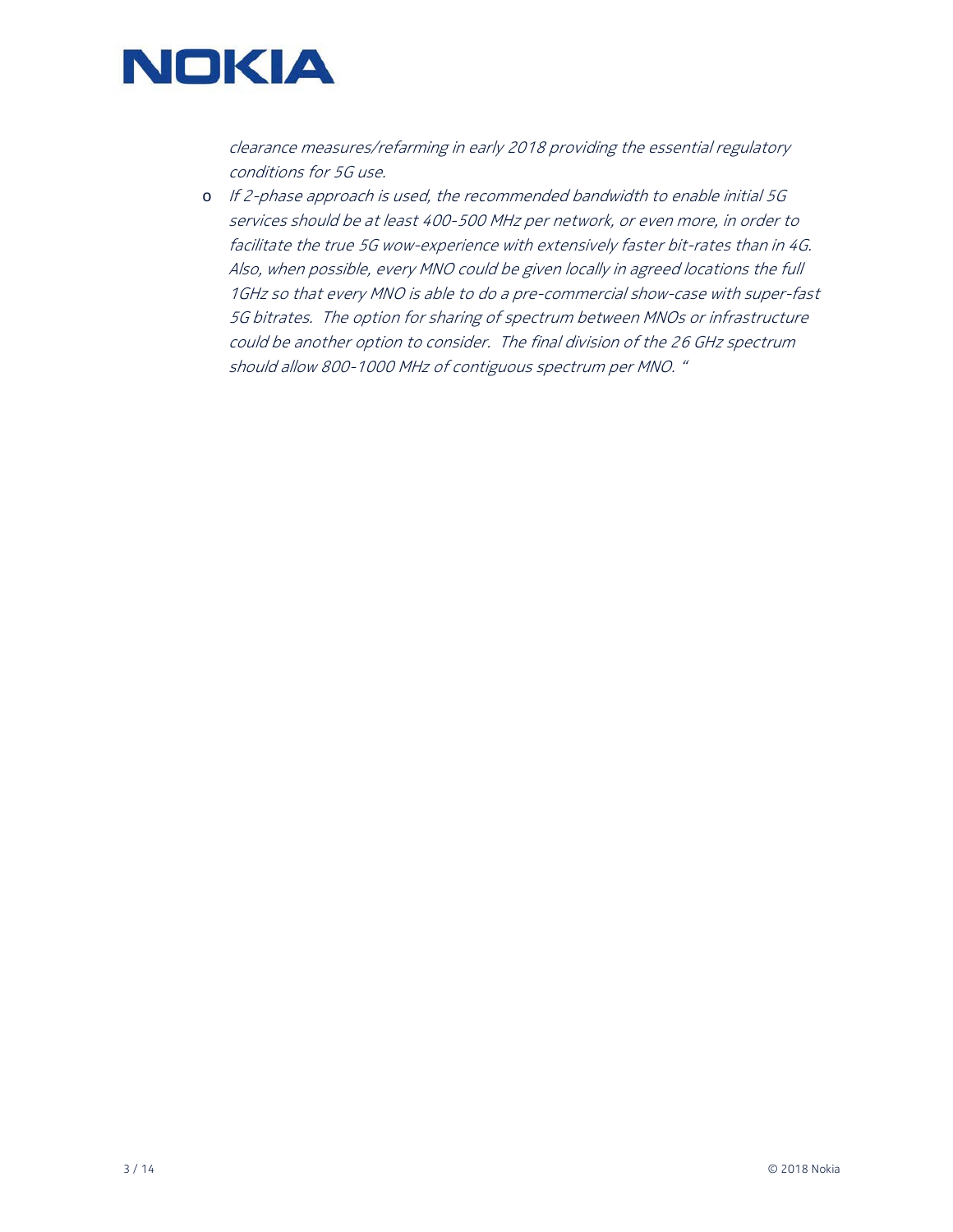*clearance measures/refarming in early 2018 providing the essential regulatory conditions for 5G use.*

- *If 2-phase approach is used, the recommended bandwidth to enable initial 5G services should be at least 400-500 MHz per network, or even more, in order to facilitate the true 5G wow-experience with extensively faster bit-rates than in 4G. Also, when possible, every MNO could be given locally in agreed locations the full 1GHz so that every MNO is able to do a pre-commercial show-case with super-fast 5G bitrates. The option for sharing of spectrum between MNOs or infrastructure could be another option to consider. The final division of the 26 GHz spectrum should allow 800-1000 MHz of contiguous spectrum per MNO. "*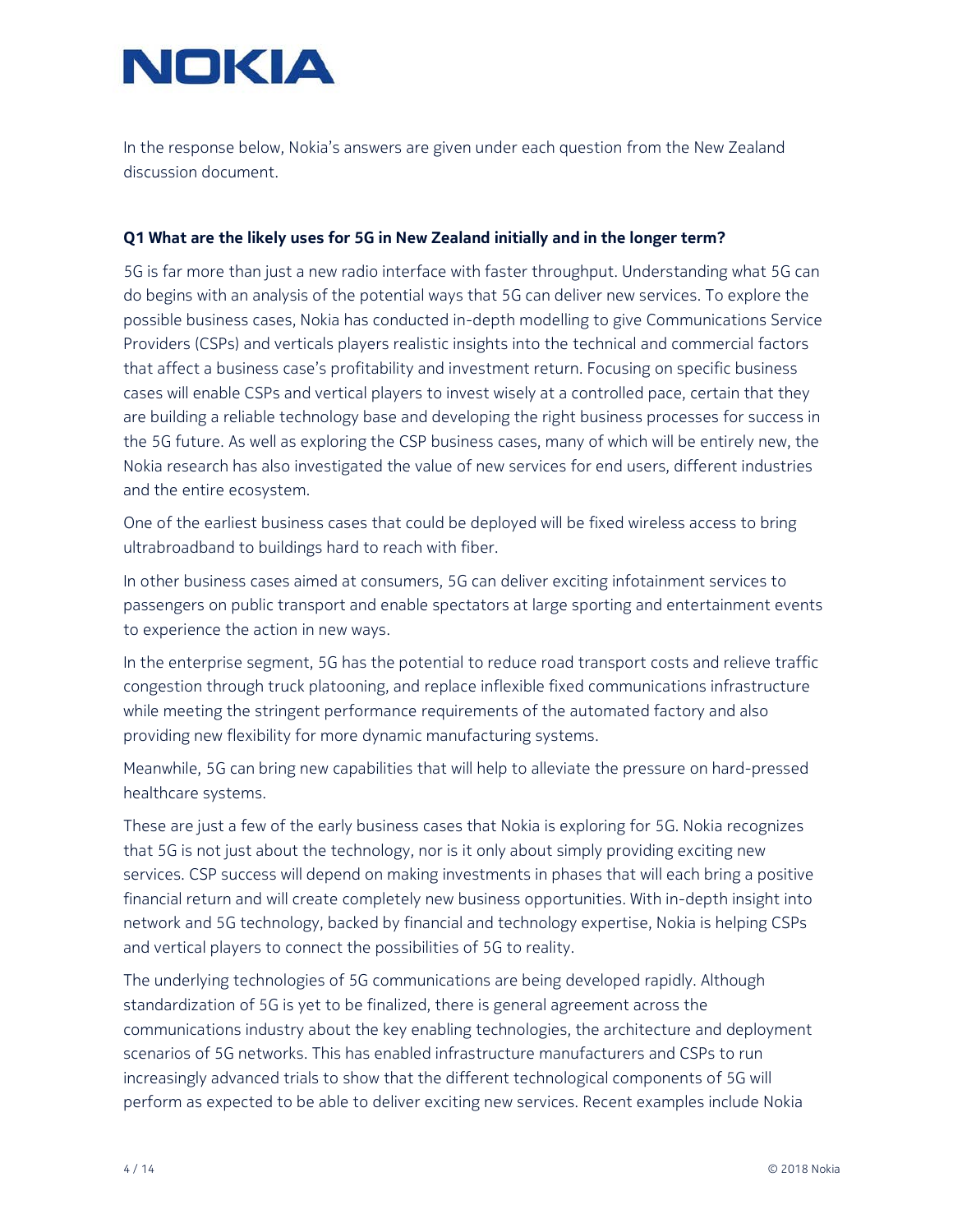In the response below, Nokia's answers are given under each question from the New Zealand discussion document.

**Q1 What are the likely uses for 5G in New Zealand initially and in the longer term?**

5G is far more than just a new radio interface with faster throughput. Understanding what 5G can do begins with an analysis of the potential ways that 5G can deliver new services. To explore the possible business cases, Nokia has conducted in-depth modelling to give Communications Service Providers (CSPs) and verticals players realistic insights into the technical and commercial factors that affect a business case's profitability and investment return. Focusing on specific business cases will enable CSPs and vertical players to invest wisely at a controlled pace, certain that they are building a reliable technology base and developing the right business processes for success in the 5G future. As well as exploring the CSP business cases, many of which will be entirely new, the Nokia research has also investigated the value of new services for end users, different industries and the entire ecosystem.

One of the earliest business cases that could be deployed will be fixed wireless access to bring ultrabroadband to buildings hard to reach with fiber.

In other business cases aimed at consumers, 5G can deliver exciting infotainment services to passengers on public transport and enable spectators at large sporting and entertainment events to experience the action in new ways.

In the enterprise segment, 5G has the potential to reduce road transport costs and relieve traffic congestion through truck platooning, and replace inflexible fixed communications infrastructure while meeting the stringent performance requirements of the automated factory and also providing new flexibility for more dynamic manufacturing systems.

Meanwhile, 5G can bring new capabilities that will help to alleviate the pressure on hard-pressed healthcare systems.

These are just a few of the early business cases that Nokia is exploring for 5G. Nokia recognizes that 5G is not just about the technology, nor is it only about simply providing exciting new services. CSP success will depend on making investments in phases that will each bring a positive financial return and will create completely new business opportunities. With in-depth insight into network and 5G technology, backed by financial and technology expertise, Nokia is helping CSPs and vertical players to connect the possibilities of 5G to reality.

The underlying technologies of 5G communications are being developed rapidly. Although standardization of 5G is yet to be finalized, there is general agreement across the communications industry about the key enabling technologies, the architecture and deployment scenarios of 5G networks. This has enabled infrastructure manufacturers and CSPs to run increasingly advanced trials to show that the different technological components of 5G will perform as expected to be able to deliver exciting new services. Recent examples include Nokia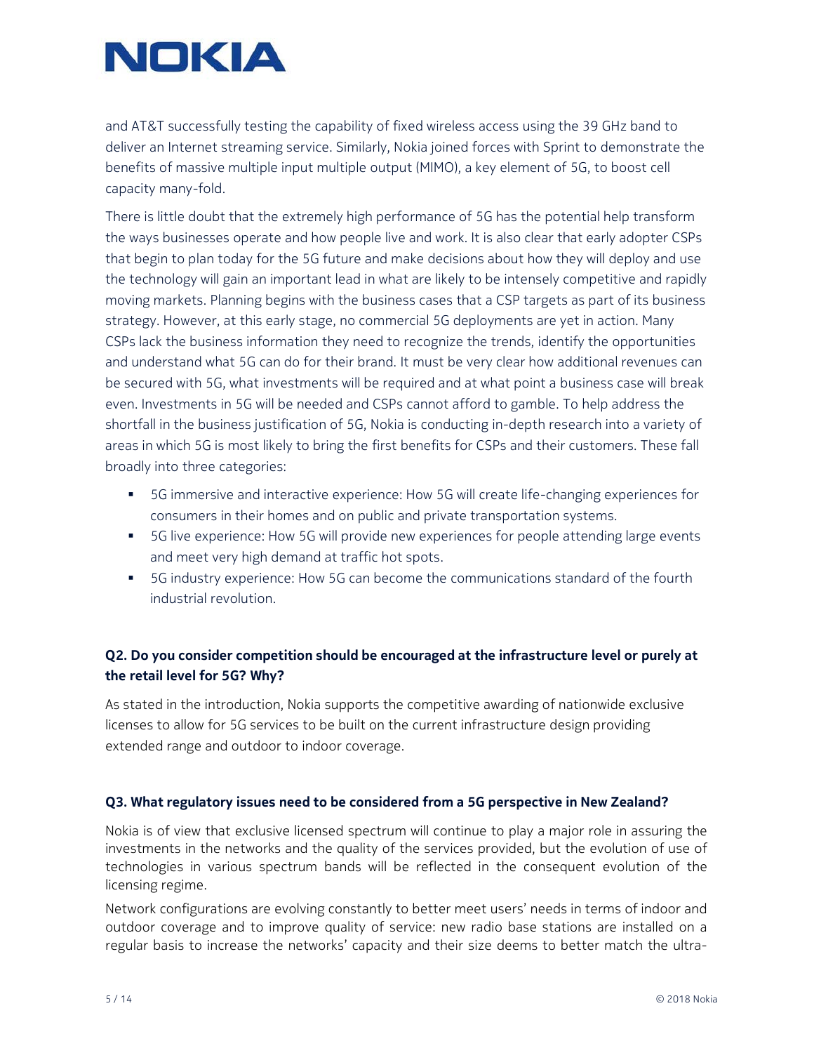and AT&T successfully testing the capability of fixed wireless access using the 39 GHz band to deliver an Internet streaming service. Similarly, Nokia joined forces with Sprint to demonstrate the benefits of massive multiple input multiple output (MIMO), a key element of 5G, to boost cell capacity many-fold.

There is little doubt that the extremely high performance of 5G has the potential help transform the ways businesses operate and how people live and work. It is also clear that early adopter CSPs that begin to plan today for the 5G future and make decisions about how they will deploy and use the technology will gain an important lead in what are likely to be intensely competitive and rapidly moving markets. Planning begins with the business cases that a CSP targets as part of its business strategy. However, at this early stage, no commercial 5G deployments are yet in action. Many CSPs lack the business information they need to recognize the trends, identify the opportunities and understand what 5G can do for their brand. It must be very clear how additional revenues can be secured with 5G, what investments will be required and at what point a business case will break even. Investments in 5G will be needed and CSPs cannot afford to gamble. To help address the shortfall in the business justification of 5G, Nokia is conducting in-depth research into a variety of areas in which 5G is most likely to bring the first benefits for CSPs and their customers. These fall broadly into three categories:

- 5G immersive and interactive experience: How 5G will create life-changing experiences for consumers in their homes and on public and private transportation systems.
- 5G live experience: How 5G will provide new experiences for people attending large events and meet very high demand at traffic hot spots.
- 5G industry experience: How 5G can become the communications standard of the fourth industrial revolution.

**Q2. Do you consider competition should be encouraged at the infrastructure level or purely at the retail level for 5G? Why?**

As stated in the introduction, Nokia supports the competitive awarding of nationwide exclusive licenses to allow for 5G services to be built on the current infrastructure design providing extended range and outdoor to indoor coverage.

**Q3. What regulatory issues need to be considered from a 5G perspective in New Zealand?**

Nokia is of view that exclusive licensed spectrum will continue to play a major role in assuring the investments in the networks and the quality of the services provided, but the evolution of use of technologies in various spectrum bands will be reflected in the consequent evolution of the licensing regime.

Network configurations are evolving constantly to better meet users' needs in terms of indoor and outdoor coverage and to improve quality of service: new radio base stations are installed on a regular basis to increase the networks' capacity and their size deems to better match the ultra-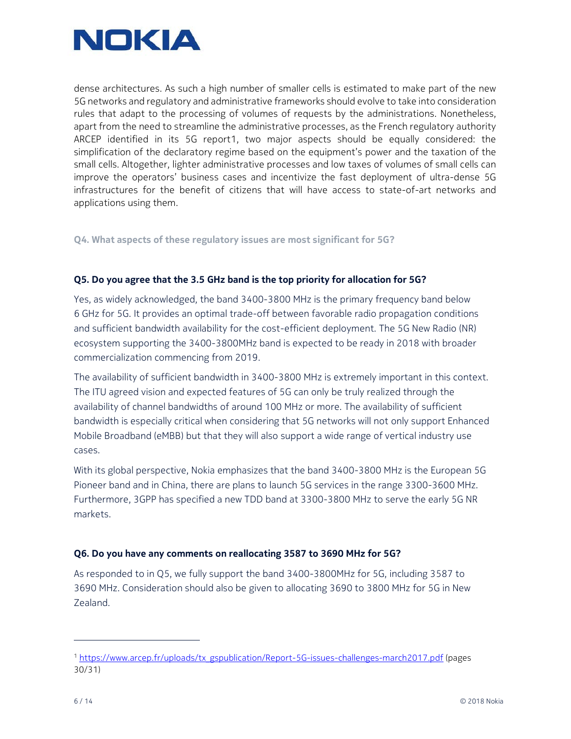dense architectures. As such a high number of smaller cells is estimated to make part of the new 5G networks and regulatory and administrative frameworks should evolve to take into consideration rules that adapt to the processing of volumes of requests by the administrations. Nonetheless, apart from the need to streamline the administrative processes, as the French regulatory authority ARCEP identified in its 5G report[1], two major aspects should be equally considered: the simplification of the declaratory regime based on the equipment's power and the taxation of the small cells. Altogether, lighter administrative processes and low taxes of volumes of small cells can improve the operators' business cases and incentivize the fast deployment of ultra-dense 5G infrastructures for the benefit of citizens that will have access to state-of-art networks and applications using them.

**Q4. What aspects of these regulatory issues are most significant for 5G?**

**Q5. Do you agree that the 3.5 GHz band is the top priority for allocation for 5G?**

Yes, as widely acknowledged, the band 3400-3800 MHz is the primary frequency band below 6 GHz for 5G. It provides an optimal trade-off between favorable radio propagation conditions and sufficient bandwidth availability for the cost-efficient deployment. The 5G New Radio (NR) ecosystem supporting the 3400-3800MHz band is expected to be ready in 2018 with broader commercialization commencing from 2019.

The availability of sufficient bandwidth in 3400-3800 MHz is extremely important in this context. The ITU agreed vision and expected features of 5G can only be truly realized through the availability of channel bandwidths of around 100 MHz or more. The availability of sufficient bandwidth is especially critical when considering that 5G networks will not only support Enhanced Mobile Broadband (eMBB) but that they will also support a wide range of vertical industry use cases.

With its global perspective, Nokia emphasizes that the band 3400-3800 MHz is the European 5G Pioneer band and in China, there are plans to launch 5G services in the range 3300-3600 MHz. Furthermore, 3GPP has specified a new TDD band at 3300-3800 MHz to serve the early 5G NR markets.

**Q6. Do you have any comments on reallocating 3587 to 3690 MHz for 5G?**

As responded to in Q5, we fully support the band 3400-3800MHz for 5G, including 3587 to 3690 MHz. Consideration should also be given to allocating 3690 to 3800 MHz for 5G in New Zealand.

---

[1] https://www.arcep.fr/uploads/tx_gspublication/Report-5G-issues-challenges-march2017.pdf (pages 30/31)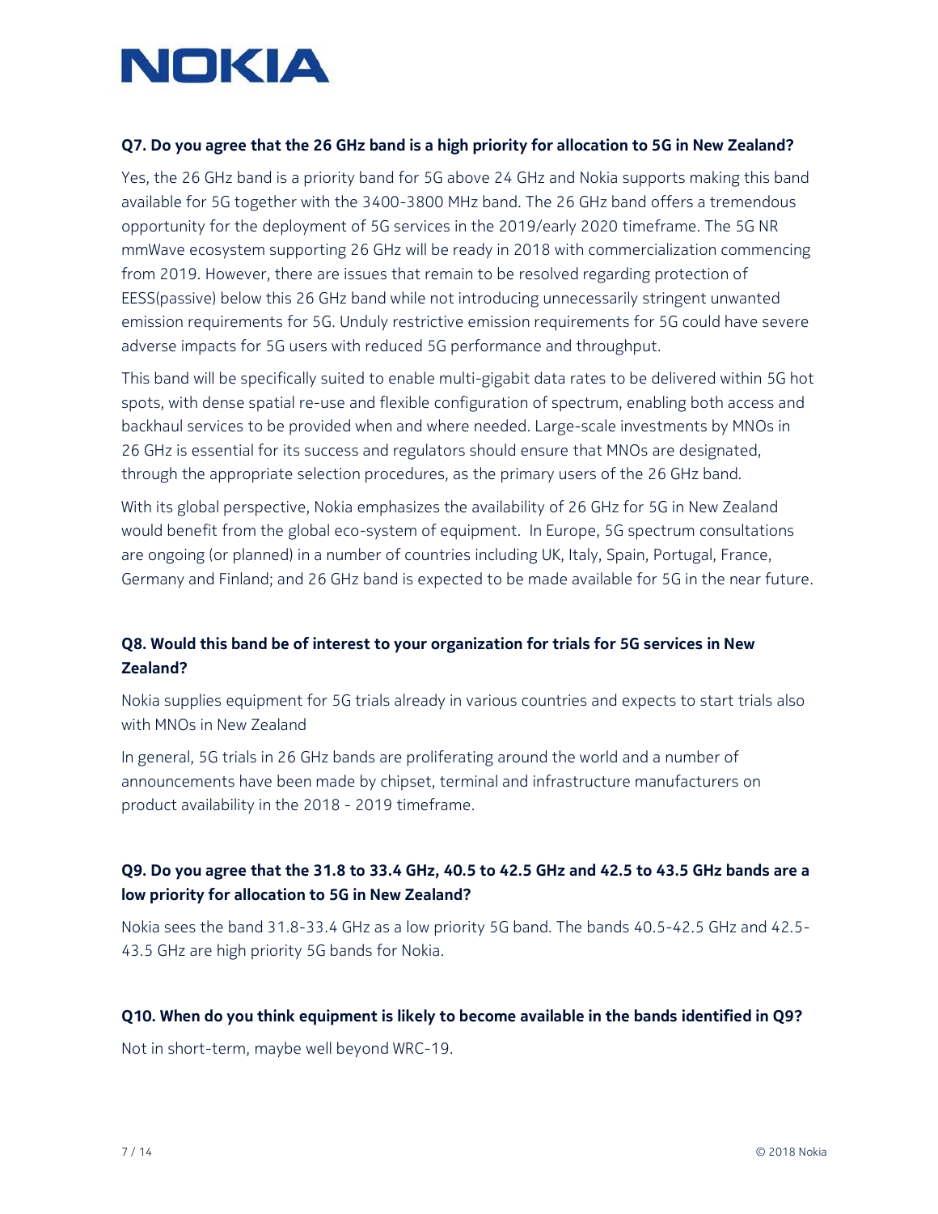### Q7. Do you agree that the 26 GHz band is a high priority for allocation to 5G in New Zealand?

Yes, the 26 GHz band is a priority band for 5G above 24 GHz and Nokia supports making this band available for 5G together with the 3400-3800 MHz band. The 26 GHz band offers a tremendous opportunity for the deployment of 5G services in the 2019/early 2020 timeframe. The 5G NR mmWave ecosystem supporting 26 GHz will be ready in 2018 with commercialization commencing from 2019. However, there are issues that remain to be resolved regarding protection of EESS(passive) below this 26 GHz band while not introducing unnecessarily stringent unwanted emission requirements for 5G. Unduly restrictive emission requirements for 5G could have severe adverse impacts for 5G users with reduced 5G performance and throughput.

This band will be specifically suited to enable multi-gigabit data rates to be delivered within 5G hot spots, with dense spatial re-use and flexible configuration of spectrum, enabling both access and backhaul services to be provided when and where needed. Large-scale investments by MNOs in 26 GHz is essential for its success and regulators should ensure that MNOs are designated, through the appropriate selection procedures, as the primary users of the 26 GHz band.

With its global perspective, Nokia emphasizes the availability of 26 GHz for 5G in New Zealand would benefit from the global eco-system of equipment. In Europe, 5G spectrum consultations are ongoing (or planned) in a number of countries including UK, Italy, Spain, Portugal, France, Germany and Finland; and 26 GHz band is expected to be made available for 5G in the near future.

### Q8. Would this band be of interest to your organization for trials for 5G services in New Zealand?

Nokia supplies equipment for 5G trials already in various countries and expects to start trials also with MNOs in New Zealand

In general, 5G trials in 26 GHz bands are proliferating around the world and a number of announcements have been made by chipset, terminal and infrastructure manufacturers on product availability in the 2018 - 2019 timeframe.

### Q9. Do you agree that the 31.8 to 33.4 GHz, 40.5 to 42.5 GHz and 42.5 to 43.5 GHz bands are a low priority for allocation to 5G in New Zealand?

Nokia sees the band 31.8-33.4 GHz as a low priority 5G band. The bands 40.5-42.5 GHz and 42.5-43.5 GHz are high priority 5G bands for Nokia.

### Q10. When do you think equipment is likely to become available in the bands identified in Q9?

Not in short-term, maybe well beyond WRC-19.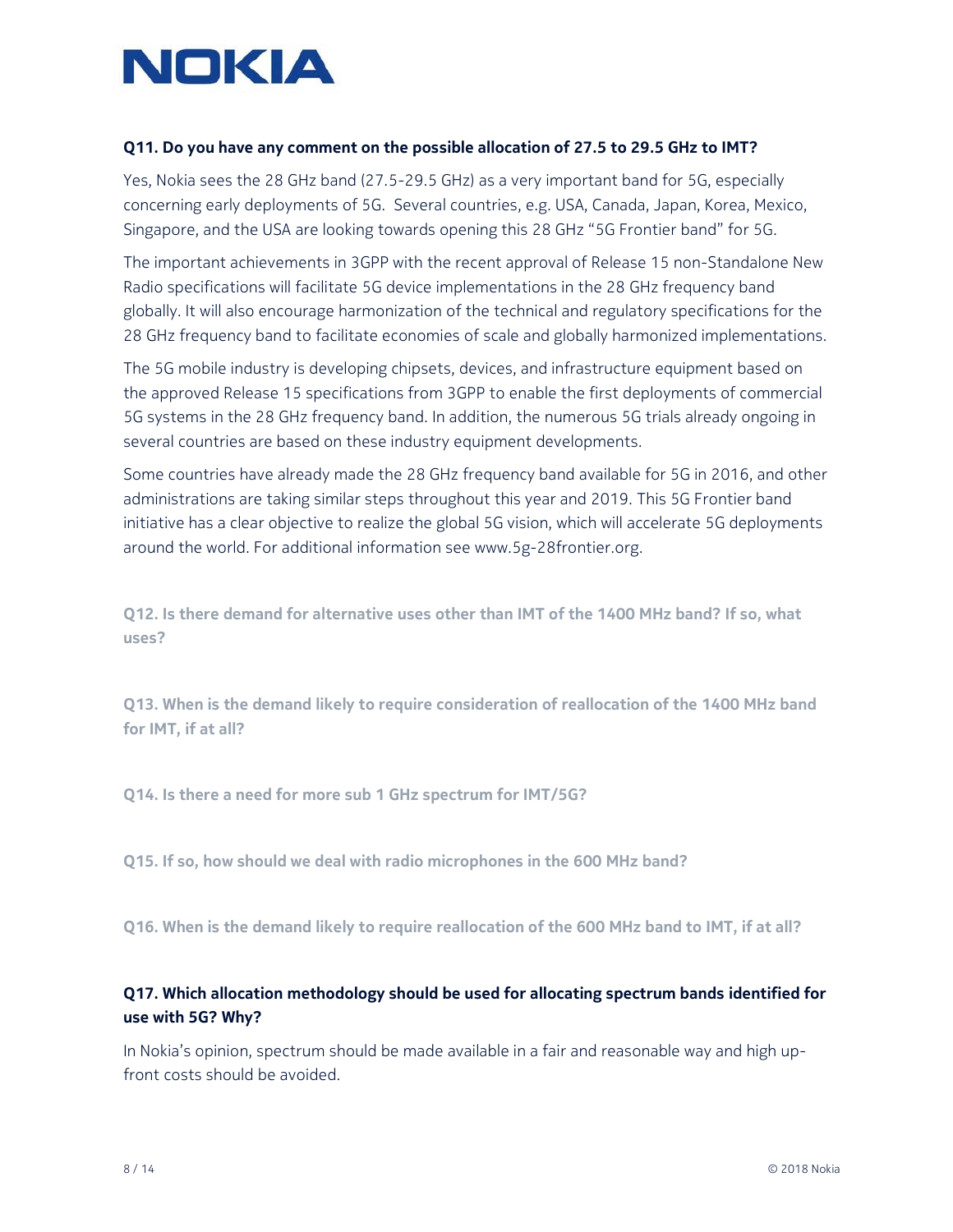**Q11. Do you have any comment on the possible allocation of 27.5 to 29.5 GHz to IMT?**

Yes, Nokia sees the 28 GHz band (27.5-29.5 GHz) as a very important band for 5G, especially concerning early deployments of 5G. Several countries, e.g. USA, Canada, Japan, Korea, Mexico, Singapore, and the USA are looking towards opening this 28 GHz "5G Frontier band" for 5G.

The important achievements in 3GPP with the recent approval of Release 15 non-Standalone New Radio specifications will facilitate 5G device implementations in the 28 GHz frequency band globally. It will also encourage harmonization of the technical and regulatory specifications for the 28 GHz frequency band to facilitate economies of scale and globally harmonized implementations.

The 5G mobile industry is developing chipsets, devices, and infrastructure equipment based on the approved Release 15 specifications from 3GPP to enable the first deployments of commercial 5G systems in the 28 GHz frequency band. In addition, the numerous 5G trials already ongoing in several countries are based on these industry equipment developments.

Some countries have already made the 28 GHz frequency band available for 5G in 2016, and other administrations are taking similar steps throughout this year and 2019. This 5G Frontier band initiative has a clear objective to realize the global 5G vision, which will accelerate 5G deployments around the world. For additional information see www.5g-28frontier.org.

**Q12. Is there demand for alternative uses other than IMT of the 1400 MHz band? If so, what uses?**

**Q13. When is the demand likely to require consideration of reallocation of the 1400 MHz band for IMT, if at all?**

**Q14. Is there a need for more sub 1 GHz spectrum for IMT/5G?**

**Q15. If so, how should we deal with radio microphones in the 600 MHz band?**

**Q16. When is the demand likely to require reallocation of the 600 MHz band to IMT, if at all?**

**Q17. Which allocation methodology should be used for allocating spectrum bands identified for use with 5G? Why?**

In Nokia's opinion, spectrum should be made available in a fair and reasonable way and high up-front costs should be avoided.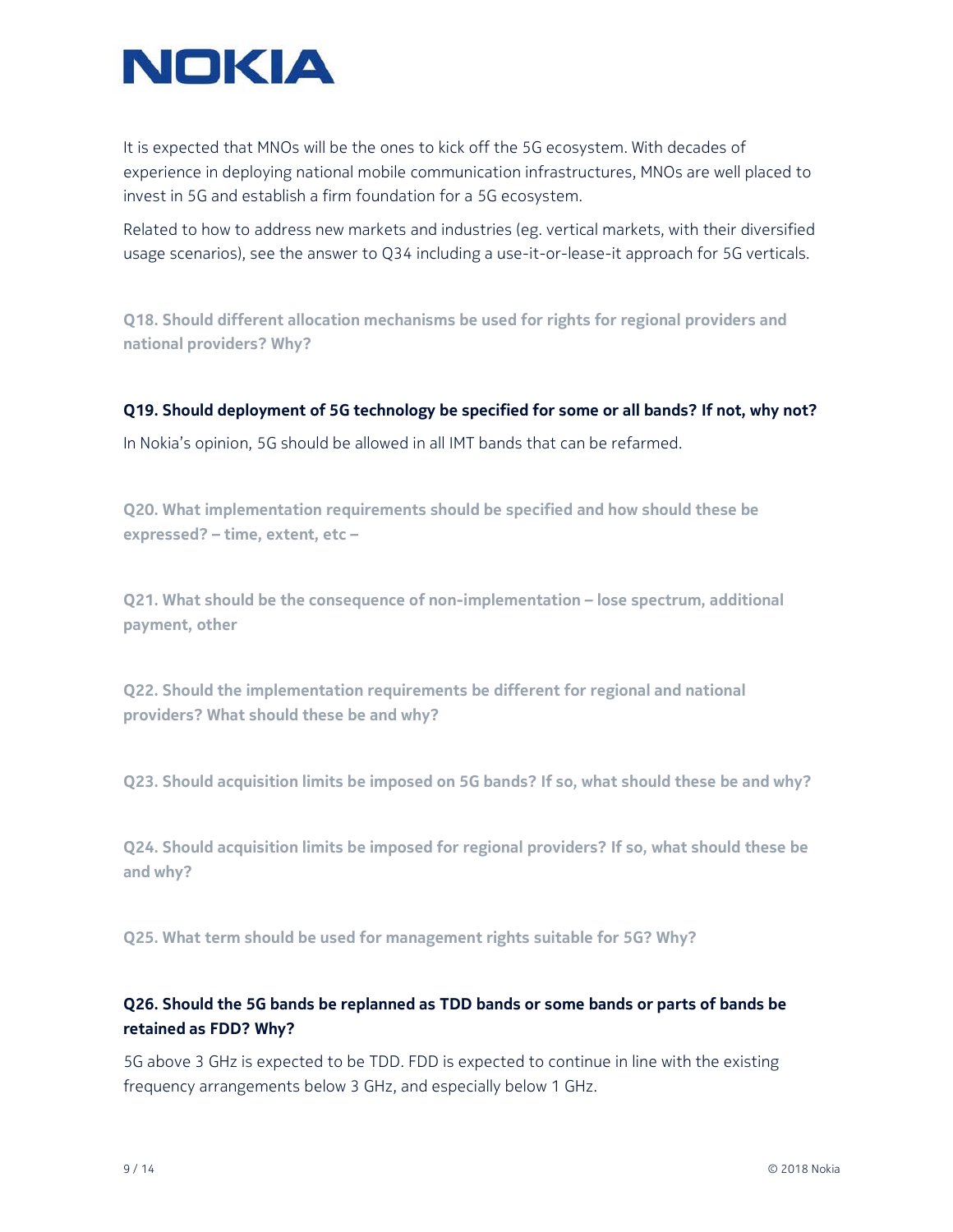It is expected that MNOs will be the ones to kick off the 5G ecosystem. With decades of experience in deploying national mobile communication infrastructures, MNOs are well placed to invest in 5G and establish a firm foundation for a 5G ecosystem.

Related to how to address new markets and industries (eg. vertical markets, with their diversified usage scenarios), see the answer to Q34 including a use-it-or-lease-it approach for 5G verticals.

**Q18. Should different allocation mechanisms be used for rights for regional providers and national providers? Why?**

**Q19. Should deployment of 5G technology be specified for some or all bands? If not, why not?**

In Nokia's opinion, 5G should be allowed in all IMT bands that can be refarmed.

**Q20. What implementation requirements should be specified and how should these be expressed? – time, extent, etc –**

**Q21. What should be the consequence of non-implementation – lose spectrum, additional payment, other**

**Q22. Should the implementation requirements be different for regional and national providers? What should these be and why?**

**Q23. Should acquisition limits be imposed on 5G bands? If so, what should these be and why?**

**Q24. Should acquisition limits be imposed for regional providers? If so, what should these be and why?**

**Q25. What term should be used for management rights suitable for 5G? Why?**

**Q26. Should the 5G bands be replanned as TDD bands or some bands or parts of bands be retained as FDD? Why?**

5G above 3 GHz is expected to be TDD. FDD is expected to continue in line with the existing frequency arrangements below 3 GHz, and especially below 1 GHz.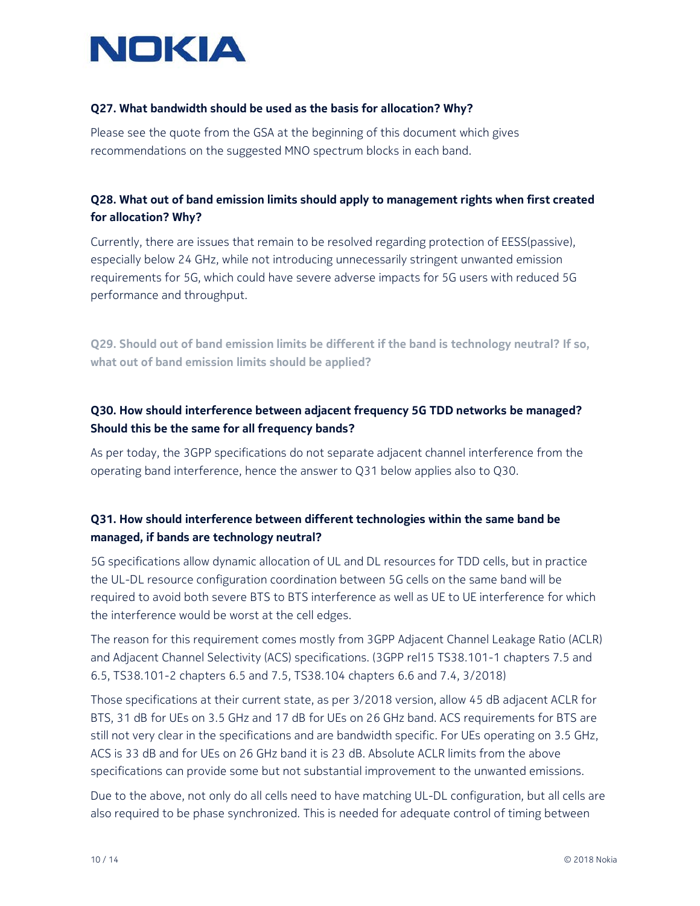**Q27. What bandwidth should be used as the basis for allocation? Why?**

Please see the quote from the GSA at the beginning of this document which gives recommendations on the suggested MNO spectrum blocks in each band.

**Q28. What out of band emission limits should apply to management rights when first created for allocation? Why?**

Currently, there are issues that remain to be resolved regarding protection of EESS(passive), especially below 24 GHz, while not introducing unnecessarily stringent unwanted emission requirements for 5G, which could have severe adverse impacts for 5G users with reduced 5G performance and throughput.

**Q29. Should out of band emission limits be different if the band is technology neutral? If so, what out of band emission limits should be applied?**

**Q30. How should interference between adjacent frequency 5G TDD networks be managed? Should this be the same for all frequency bands?**

As per today, the 3GPP specifications do not separate adjacent channel interference from the operating band interference, hence the answer to Q31 below applies also to Q30.

**Q31. How should interference between different technologies within the same band be managed, if bands are technology neutral?**

5G specifications allow dynamic allocation of UL and DL resources for TDD cells, but in practice the UL-DL resource configuration coordination between 5G cells on the same band will be required to avoid both severe BTS to BTS interference as well as UE to UE interference for which the interference would be worst at the cell edges.

The reason for this requirement comes mostly from 3GPP Adjacent Channel Leakage Ratio (ACLR) and Adjacent Channel Selectivity (ACS) specifications. (3GPP rel15 TS38.101-1 chapters 7.5 and 6.5, TS38.101-2 chapters 6.5 and 7.5, TS38.104 chapters 6.6 and 7.4, 3/2018)

Those specifications at their current state, as per 3/2018 version, allow 45 dB adjacent ACLR for BTS, 31 dB for UEs on 3.5 GHz and 17 dB for UEs on 26 GHz band. ACS requirements for BTS are still not very clear in the specifications and are bandwidth specific. For UEs operating on 3.5 GHz, ACS is 33 dB and for UEs on 26 GHz band it is 23 dB. Absolute ACLR limits from the above specifications can provide some but not substantial improvement to the unwanted emissions.

Due to the above, not only do all cells need to have matching UL-DL configuration, but all cells are also required to be phase synchronized. This is needed for adequate control of timing between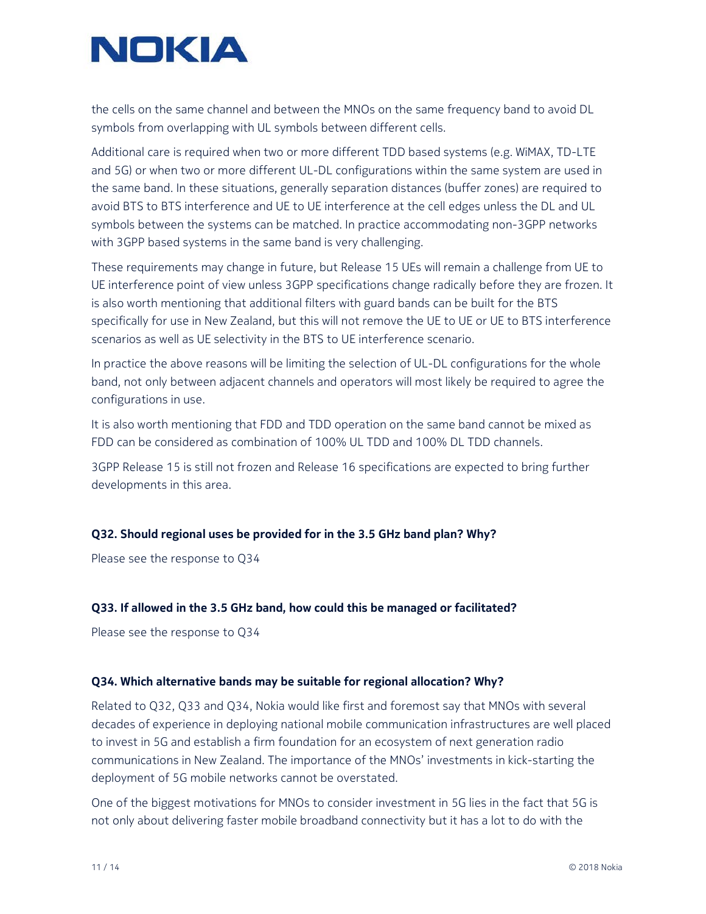the cells on the same channel and between the MNOs on the same frequency band to avoid DL symbols from overlapping with UL symbols between different cells.

Additional care is required when two or more different TDD based systems (e.g. WiMAX, TD-LTE and 5G) or when two or more different UL-DL configurations within the same system are used in the same band. In these situations, generally separation distances (buffer zones) are required to avoid BTS to BTS interference and UE to UE interference at the cell edges unless the DL and UL symbols between the systems can be matched. In practice accommodating non-3GPP networks with 3GPP based systems in the same band is very challenging.

These requirements may change in future, but Release 15 UEs will remain a challenge from UE to UE interference point of view unless 3GPP specifications change radically before they are frozen. It is also worth mentioning that additional filters with guard bands can be built for the BTS specifically for use in New Zealand, but this will not remove the UE to UE or UE to BTS interference scenarios as well as UE selectivity in the BTS to UE interference scenario.

In practice the above reasons will be limiting the selection of UL-DL configurations for the whole band, not only between adjacent channels and operators will most likely be required to agree the configurations in use.

It is also worth mentioning that FDD and TDD operation on the same band cannot be mixed as FDD can be considered as combination of 100% UL TDD and 100% DL TDD channels.

3GPP Release 15 is still not frozen and Release 16 specifications are expected to bring further developments in this area.

**Q32. Should regional uses be provided for in the 3.5 GHz band plan? Why?**

Please see the response to Q34

**Q33. If allowed in the 3.5 GHz band, how could this be managed or facilitated?**

Please see the response to Q34

**Q34. Which alternative bands may be suitable for regional allocation? Why?**

Related to Q32, Q33 and Q34, Nokia would like first and foremost say that MNOs with several decades of experience in deploying national mobile communication infrastructures are well placed to invest in 5G and establish a firm foundation for an ecosystem of next generation radio communications in New Zealand. The importance of the MNOs' investments in kick-starting the deployment of 5G mobile networks cannot be overstated.

One of the biggest motivations for MNOs to consider investment in 5G lies in the fact that 5G is not only about delivering faster mobile broadband connectivity but it has a lot to do with the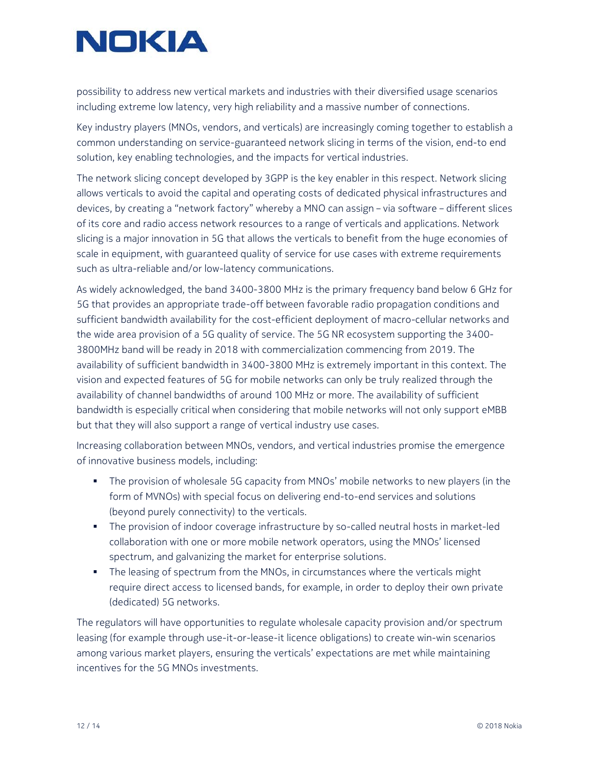possibility to address new vertical markets and industries with their diversified usage scenarios including extreme low latency, very high reliability and a massive number of connections.

Key industry players (MNOs, vendors, and verticals) are increasingly coming together to establish a common understanding on service-guaranteed network slicing in terms of the vision, end-to end solution, key enabling technologies, and the impacts for vertical industries.

The network slicing concept developed by 3GPP is the key enabler in this respect. Network slicing allows verticals to avoid the capital and operating costs of dedicated physical infrastructures and devices, by creating a "network factory" whereby a MNO can assign – via software – different slices of its core and radio access network resources to a range of verticals and applications. Network slicing is a major innovation in 5G that allows the verticals to benefit from the huge economies of scale in equipment, with guaranteed quality of service for use cases with extreme requirements such as ultra-reliable and/or low-latency communications.

As widely acknowledged, the band 3400-3800 MHz is the primary frequency band below 6 GHz for 5G that provides an appropriate trade-off between favorable radio propagation conditions and sufficient bandwidth availability for the cost-efficient deployment of macro-cellular networks and the wide area provision of a 5G quality of service. The 5G NR ecosystem supporting the 3400-3800MHz band will be ready in 2018 with commercialization commencing from 2019. The availability of sufficient bandwidth in 3400-3800 MHz is extremely important in this context. The vision and expected features of 5G for mobile networks can only be truly realized through the availability of channel bandwidths of around 100 MHz or more. The availability of sufficient bandwidth is especially critical when considering that mobile networks will not only support eMBB but that they will also support a range of vertical industry use cases.

Increasing collaboration between MNOs, vendors, and vertical industries promise the emergence of innovative business models, including:

- The provision of wholesale 5G capacity from MNOs' mobile networks to new players (in the form of MVNOs) with special focus on delivering end-to-end services and solutions (beyond purely connectivity) to the verticals.
- The provision of indoor coverage infrastructure by so-called neutral hosts in market-led collaboration with one or more mobile network operators, using the MNOs' licensed spectrum, and galvanizing the market for enterprise solutions.
- The leasing of spectrum from the MNOs, in circumstances where the verticals might require direct access to licensed bands, for example, in order to deploy their own private (dedicated) 5G networks.

The regulators will have opportunities to regulate wholesale capacity provision and/or spectrum leasing (for example through use-it-or-lease-it licence obligations) to create win-win scenarios among various market players, ensuring the verticals' expectations are met while maintaining incentives for the 5G MNOs investments.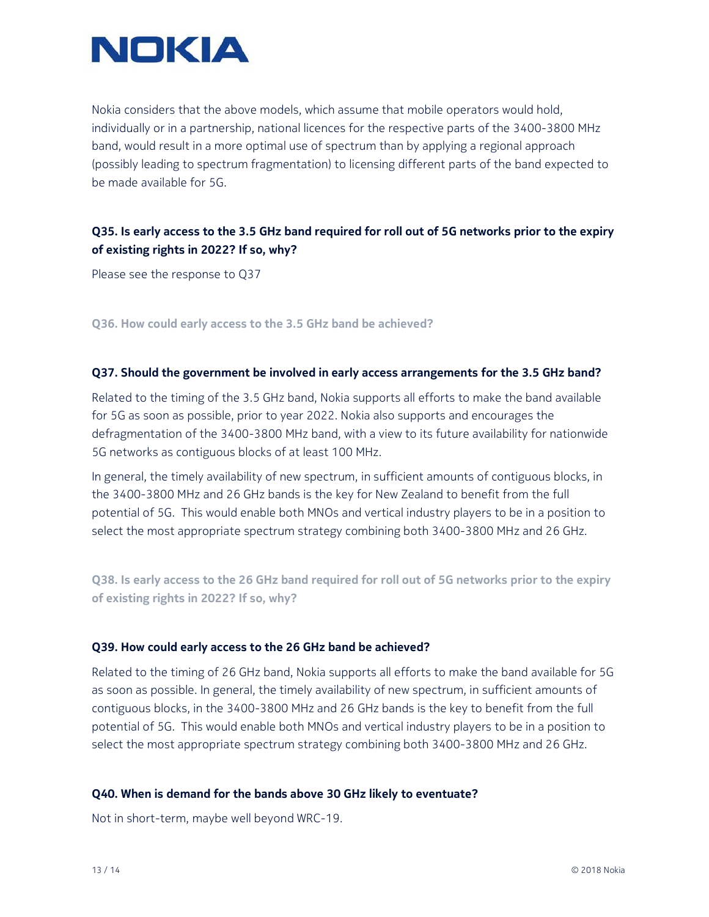Nokia considers that the above models, which assume that mobile operators would hold, individually or in a partnership, national licences for the respective parts of the 3400-3800 MHz band, would result in a more optimal use of spectrum than by applying a regional approach (possibly leading to spectrum fragmentation) to licensing different parts of the band expected to be made available for 5G.

**Q35. Is early access to the 3.5 GHz band required for roll out of 5G networks prior to the expiry of existing rights in 2022? If so, why?**

Please see the response to Q37

**Q36. How could early access to the 3.5 GHz band be achieved?**

**Q37. Should the government be involved in early access arrangements for the 3.5 GHz band?**

Related to the timing of the 3.5 GHz band, Nokia supports all efforts to make the band available for 5G as soon as possible, prior to year 2022. Nokia also supports and encourages the defragmentation of the 3400-3800 MHz band, with a view to its future availability for nationwide 5G networks as contiguous blocks of at least 100 MHz.

In general, the timely availability of new spectrum, in sufficient amounts of contiguous blocks, in the 3400-3800 MHz and 26 GHz bands is the key for New Zealand to benefit from the full potential of 5G. This would enable both MNOs and vertical industry players to be in a position to select the most appropriate spectrum strategy combining both 3400-3800 MHz and 26 GHz.

**Q38. Is early access to the 26 GHz band required for roll out of 5G networks prior to the expiry of existing rights in 2022? If so, why?**

**Q39. How could early access to the 26 GHz band be achieved?**

Related to the timing of 26 GHz band, Nokia supports all efforts to make the band available for 5G as soon as possible. In general, the timely availability of new spectrum, in sufficient amounts of contiguous blocks, in the 3400-3800 MHz and 26 GHz bands is the key to benefit from the full potential of 5G. This would enable both MNOs and vertical industry players to be in a position to select the most appropriate spectrum strategy combining both 3400-3800 MHz and 26 GHz.

**Q40. When is demand for the bands above 30 GHz likely to eventuate?**

Not in short-term, maybe well beyond WRC-19.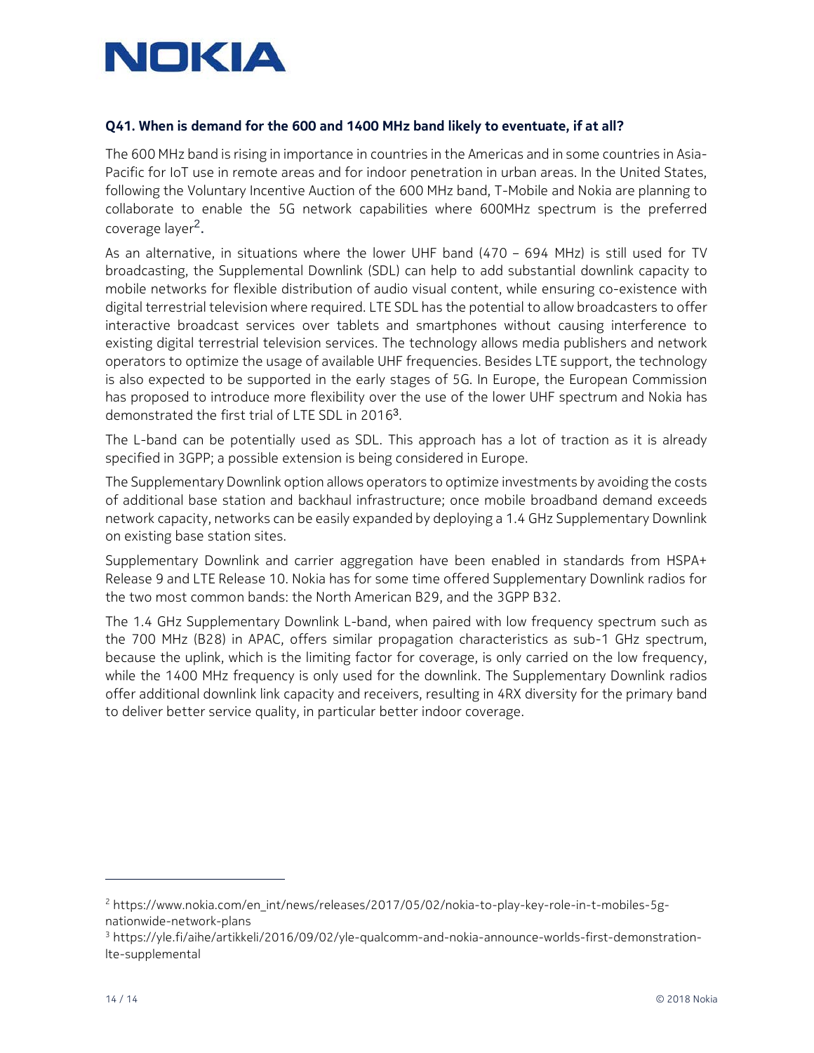### Q41. When is demand for the 600 and 1400 MHz band likely to eventuate, if at all?

The 600 MHz band is rising in importance in countries in the Americas and in some countries in Asia-Pacific for IoT use in remote areas and for indoor penetration in urban areas. In the United States, following the Voluntary Incentive Auction of the 600 MHz band, T-Mobile and Nokia are planning to collaborate to enable the 5G network capabilities where 600MHz spectrum is the preferred coverage layer[2].

As an alternative, in situations where the lower UHF band (470 – 694 MHz) is still used for TV broadcasting, the Supplemental Downlink (SDL) can help to add substantial downlink capacity to mobile networks for flexible distribution of audio visual content, while ensuring co-existence with digital terrestrial television where required. LTE SDL has the potential to allow broadcasters to offer interactive broadcast services over tablets and smartphones without causing interference to existing digital terrestrial television services. The technology allows media publishers and network operators to optimize the usage of available UHF frequencies. Besides LTE support, the technology is also expected to be supported in the early stages of 5G. In Europe, the European Commission has proposed to introduce more flexibility over the use of the lower UHF spectrum and Nokia has demonstrated the first trial of LTE SDL in 2016[3].

The L-band can be potentially used as SDL. This approach has a lot of traction as it is already specified in 3GPP; a possible extension is being considered in Europe.

The Supplementary Downlink option allows operators to optimize investments by avoiding the costs of additional base station and backhaul infrastructure; once mobile broadband demand exceeds network capacity, networks can be easily expanded by deploying a 1.4 GHz Supplementary Downlink on existing base station sites.

Supplementary Downlink and carrier aggregation have been enabled in standards from HSPA+ Release 9 and LTE Release 10. Nokia has for some time offered Supplementary Downlink radios for the two most common bands: the North American B29, and the 3GPP B32.

The 1.4 GHz Supplementary Downlink L-band, when paired with low frequency spectrum such as the 700 MHz (B28) in APAC, offers similar propagation characteristics as sub-1 GHz spectrum, because the uplink, which is the limiting factor for coverage, is only carried on the low frequency, while the 1400 MHz frequency is only used for the downlink. The Supplementary Downlink radios offer additional downlink link capacity and receivers, resulting in 4RX diversity for the primary band to deliver better service quality, in particular better indoor coverage.

---

[2] https://www.nokia.com/en_int/news/releases/2017/05/02/nokia-to-play-key-role-in-t-mobiles-5g-nationwide-network-plans

[3] https://yle.fi/aihe/artikkeli/2016/09/02/yle-qualcomm-and-nokia-announce-worlds-first-demonstration-lte-supplemental